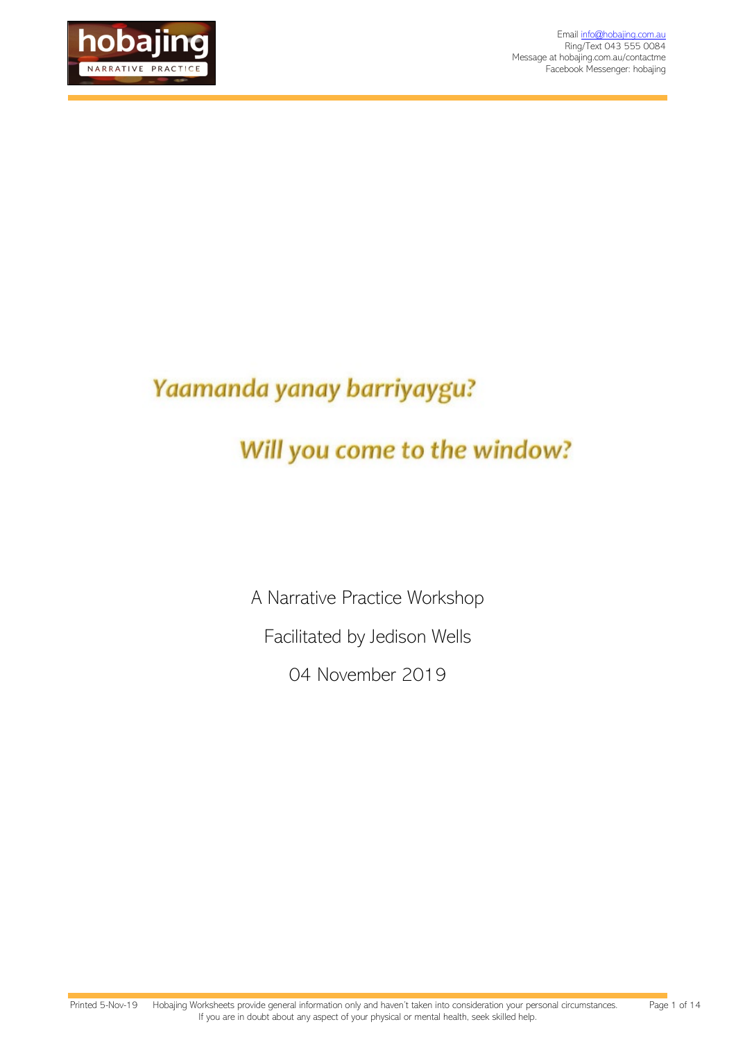# Yaamanda yanay barriyaygu?

# Will you come to the window?

A Narrative Practice Workshop

Facilitated by Jedison Wells

04 November 2019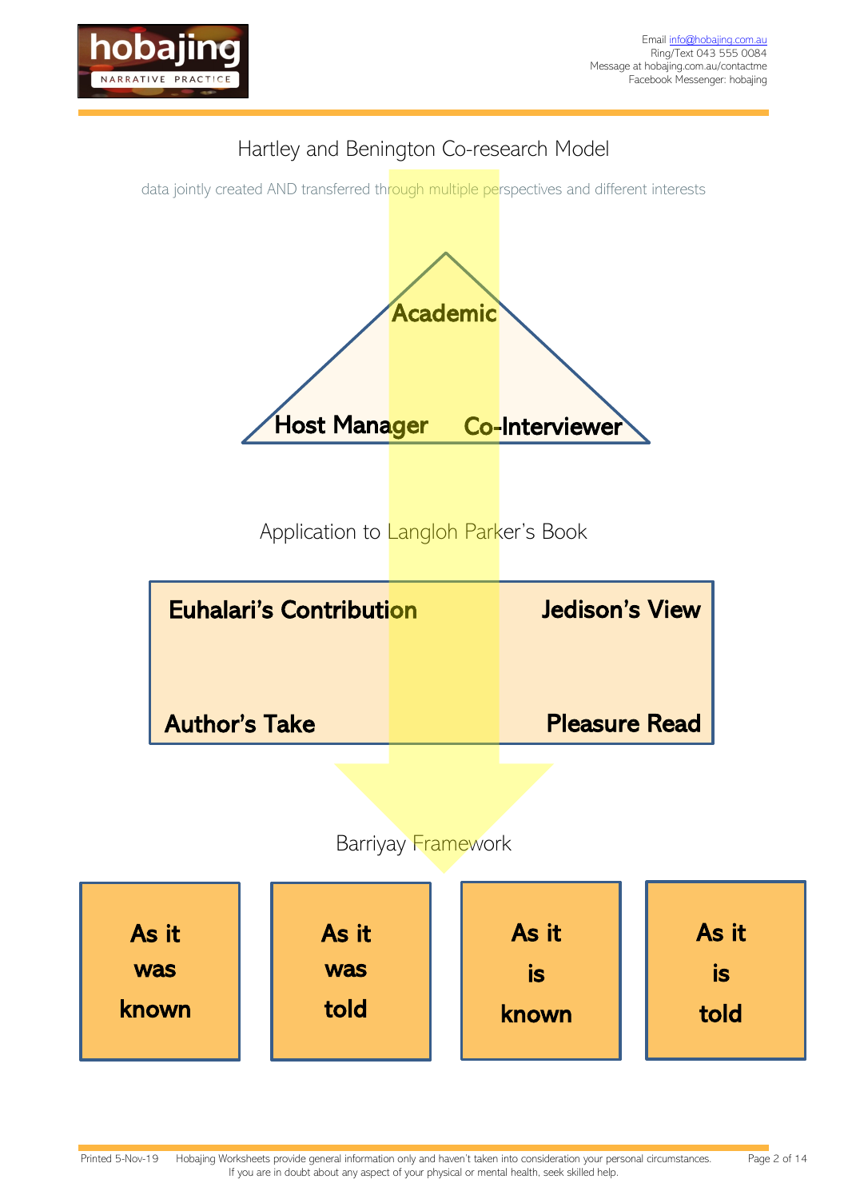## Hartley and Benington Co-research Model

data jointly created AND transferred through multiple perspectives and different interests

**Academic**

**Host Manager** **Co-Interviewer**

## Application to Langloh Parker's Book

**Euhalari's Contribution** **Jedison's View**

**Author's Take** **Pleasure Read**

## Barriyay Framework

| As it was known | As it was told | As it is known | As it is told |
|---|---|---|---|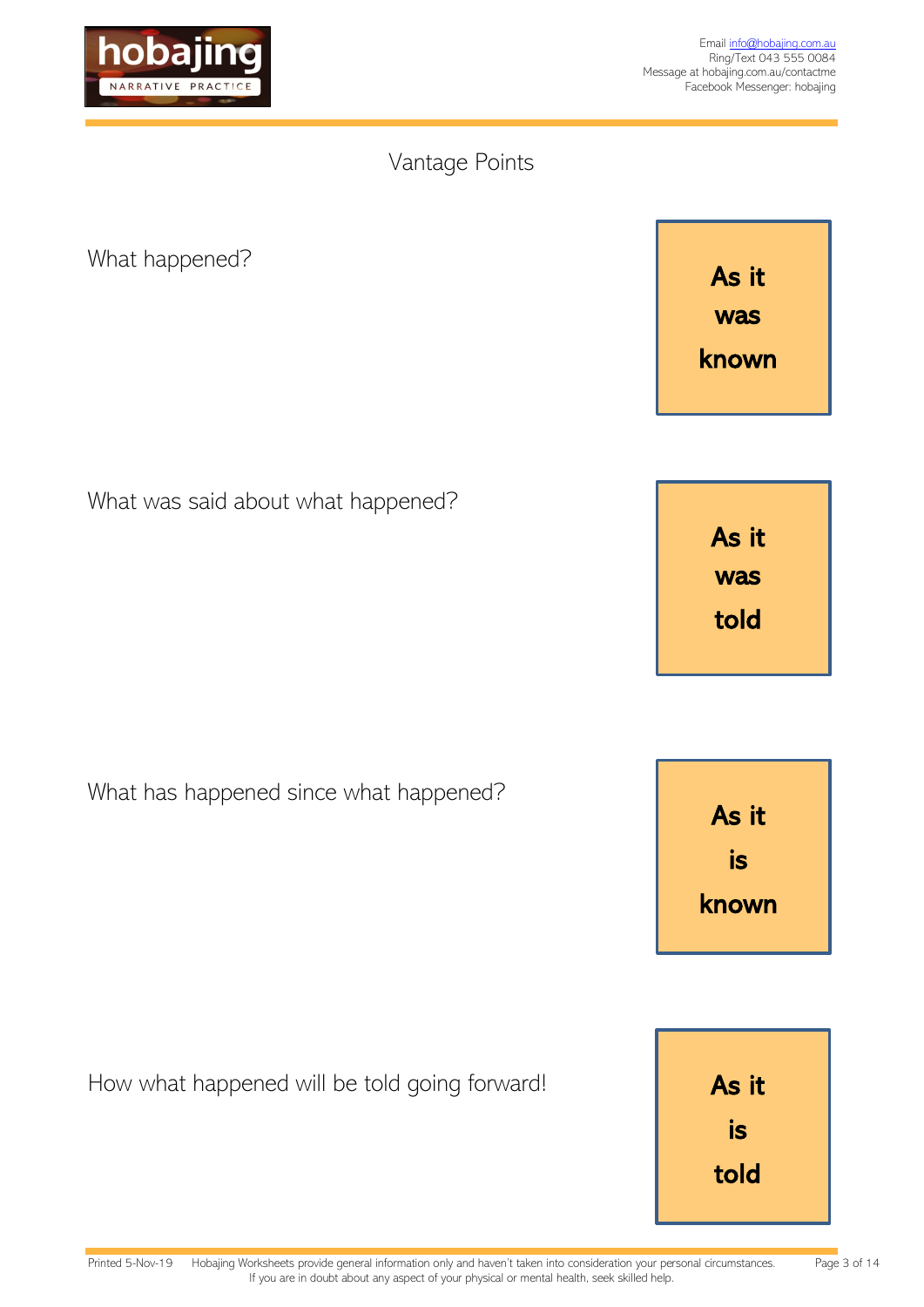# Vantage Points

What happened?

**As it was known**

What was said about what happened?

**As it was told**

What has happened since what happened?

**As it is known**

How what happened will be told going forward!

**As it is told**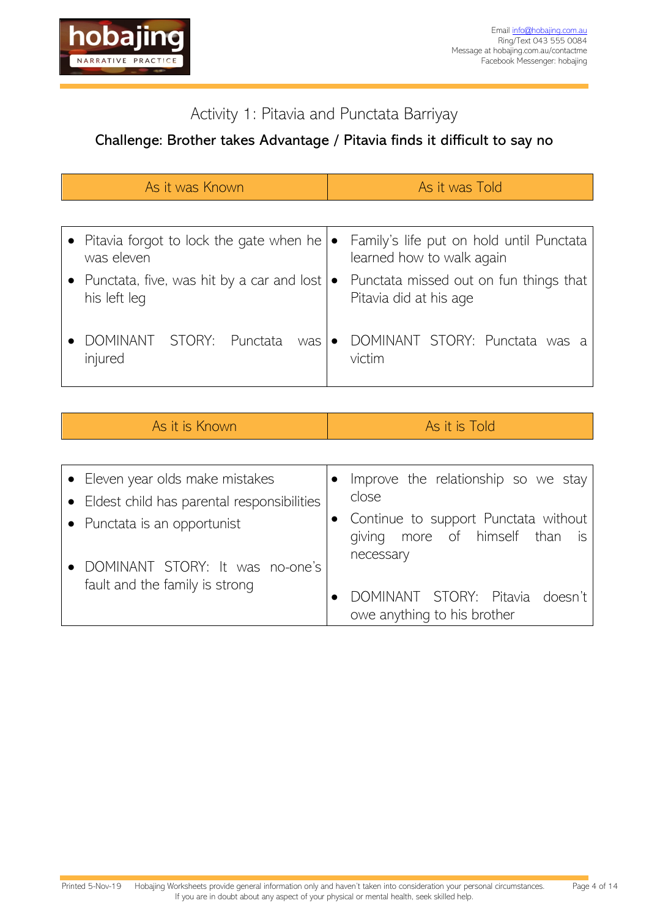Email info@hobajing.com.au
Ring/Text 043 555 0084
Message at hobajing.com.au/contactme
Facebook Messenger: hobajing

# Activity 1: Pitavia and Punctata Barriyay

## Challenge: Brother takes Advantage / Pitavia finds it difficult to say no

| As it was Known | As it was Told |
|---|---|
| • Pitavia forgot to lock the gate when he was eleven<br>• Punctata, five, was hit by a car and lost his left leg<br><br>• DOMINANT STORY: Punctata was injured | • Family's life put on hold until Punctata learned how to walk again<br>• Punctata missed out on fun things that Pitavia did at his age<br><br>• DOMINANT STORY: Punctata was a victim |

| As it is Known | As it is Told |
|---|---|
| • Eleven year olds make mistakes<br>• Eldest child has parental responsibilities<br>• Punctata is an opportunist<br><br>• DOMINANT STORY: It was no-one's fault and the family is strong | • Improve the relationship so we stay close<br>• Continue to support Punctata without giving more of himself than is necessary<br><br>• DOMINANT STORY: Pitavia doesn't owe anything to his brother |

Printed 5-Nov-19 Hobajing Worksheets provide general information only and haven't taken into consideration your personal circumstances. If you are in doubt about any aspect of your physical or mental health, seek skilled help.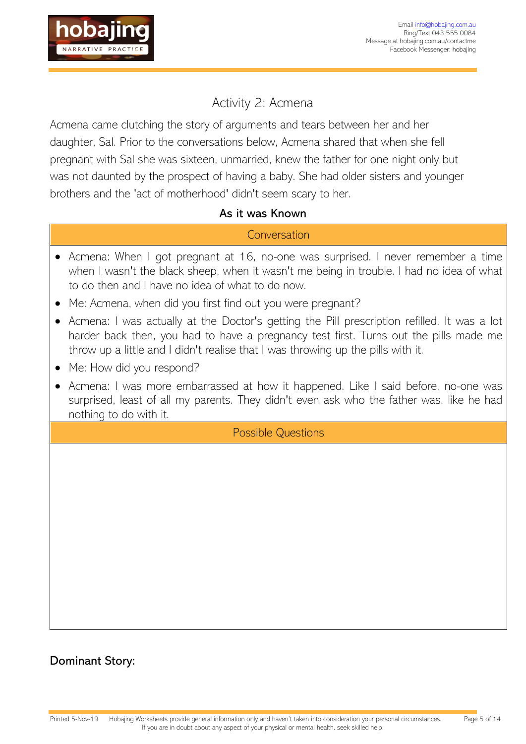## Activity 2: Acmena

Acmena came clutching the story of arguments and tears between her and her daughter, Sal. Prior to the conversations below, Acmena shared that when she fell pregnant with Sal she was sixteen, unmarried, knew the father for one night only but was not daunted by the prospect of having a baby. She had older sisters and younger brothers and the 'act of motherhood' didn't seem scary to her.

### As it was Known

| Conversation |
| --- |
| • Acmena: When I got pregnant at 16, no-one was surprised. I never remember a time when I wasn't the black sheep, when it wasn't me being in trouble. I had no idea of what to do then and I have no idea of what to do now.<br>• Me: Acmena, when did you first find out you were pregnant?<br>• Acmena: I was actually at the Doctor's getting the Pill prescription refilled. It was a lot harder back then, you had to have a pregnancy test first. Turns out the pills made me throw up a little and I didn't realise that I was throwing up the pills with it.<br>• Me: How did you respond?<br>• Acmena: I was more embarrassed at how it happened. Like I said before, no-one was surprised, least of all my parents. They didn't even ask who the father was, like he had nothing to do with it. |
| **Possible Questions** |
| |

**Dominant Story:**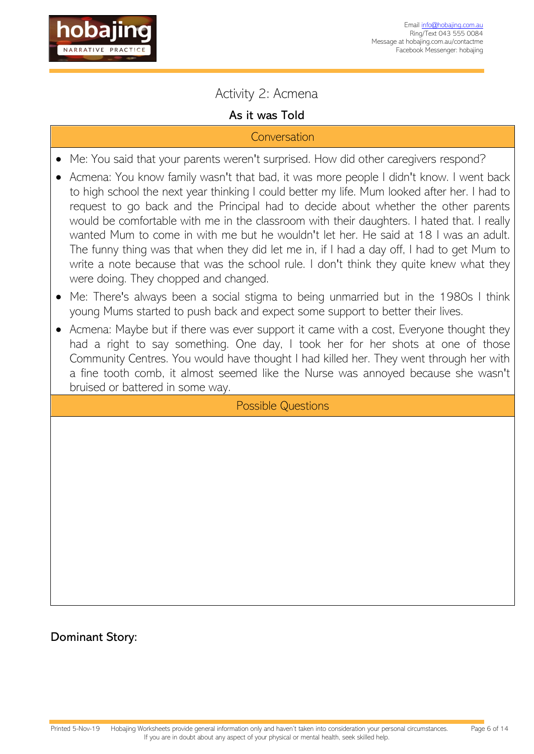# Activity 2: Acmena

## As it was Told

| Conversation |
| --- |

- Me: You said that your parents weren't surprised. How did other caregivers respond?
- Acmena: You know family wasn't that bad, it was more people I didn't know. I went back to high school the next year thinking I could better my life. Mum looked after her. I had to request to go back and the Principal had to decide about whether the other parents would be comfortable with me in the classroom with their daughters. I hated that. I really wanted Mum to come in with me but he wouldn't let her. He said at 18 I was an adult. The funny thing was that when they did let me in, if I had a day off, I had to get Mum to write a note because that was the school rule. I don't think they quite knew what they were doing. They chopped and changed.
- Me: There's always been a social stigma to being unmarried but in the 1980s I think young Mums started to push back and expect some support to better their lives.
- Acmena: Maybe but if there was ever support it came with a cost, Everyone thought they had a right to say something. One day, I took her for her shots at one of those Community Centres. You would have thought I had killed her. They went through her with a fine tooth comb, it almost seemed like the Nurse was annoyed because she wasn't bruised or battered in some way.

| Possible Questions |
| --- |
| |

**Dominant Story:**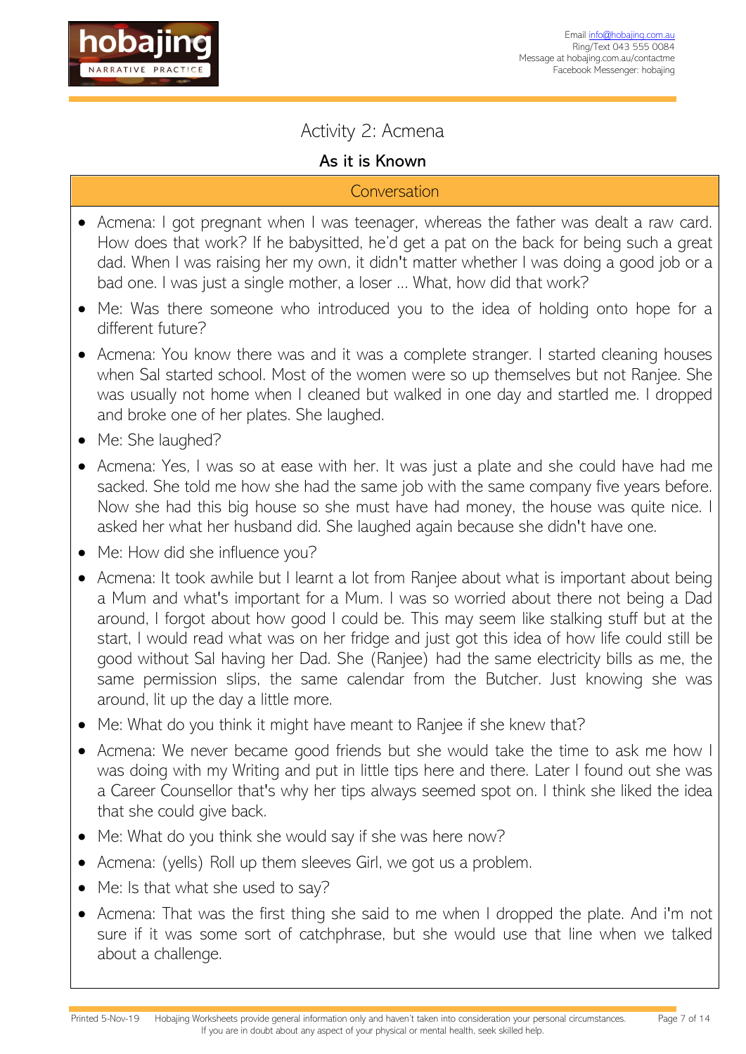# Activity 2: Acmena

## As it is Known

### Conversation

- Acmena: I got pregnant when I was teenager, whereas the father was dealt a raw card. How does that work? If he babysitted, he'd get a pat on the back for being such a great dad. When I was raising her my own, it didn't matter whether I was doing a good job or a bad one. I was just a single mother, a loser … What, how did that work?
- Me: Was there someone who introduced you to the idea of holding onto hope for a different future?
- Acmena: You know there was and it was a complete stranger. I started cleaning houses when Sal started school. Most of the women were so up themselves but not Ranjee. She was usually not home when I cleaned but walked in one day and startled me. I dropped and broke one of her plates. She laughed.
- Me: She laughed?
- Acmena: Yes, I was so at ease with her. It was just a plate and she could have had me sacked. She told me how she had the same job with the same company five years before. Now she had this big house so she must have had money, the house was quite nice. I asked her what her husband did. She laughed again because she didn't have one.
- Me: How did she influence you?
- Acmena: It took awhile but I learnt a lot from Ranjee about what is important about being a Mum and what's important for a Mum. I was so worried about there not being a Dad around, I forgot about how good I could be. This may seem like stalking stuff but at the start, I would read what was on her fridge and just got this idea of how life could still be good without Sal having her Dad. She (Ranjee) had the same electricity bills as me, the same permission slips, the same calendar from the Butcher. Just knowing she was around, lit up the day a little more.
- Me: What do you think it might have meant to Ranjee if she knew that?
- Acmena: We never became good friends but she would take the time to ask me how I was doing with my Writing and put in little tips here and there. Later I found out she was a Career Counsellor that's why her tips always seemed spot on. I think she liked the idea that she could give back.
- Me: What do you think she would say if she was here now?
- Acmena: (yells) Roll up them sleeves Girl, we got us a problem.
- Me: Is that what she used to say?
- Acmena: That was the first thing she said to me when I dropped the plate. And i'm not sure if it was some sort of catchphrase, but she would use that line when we talked about a challenge.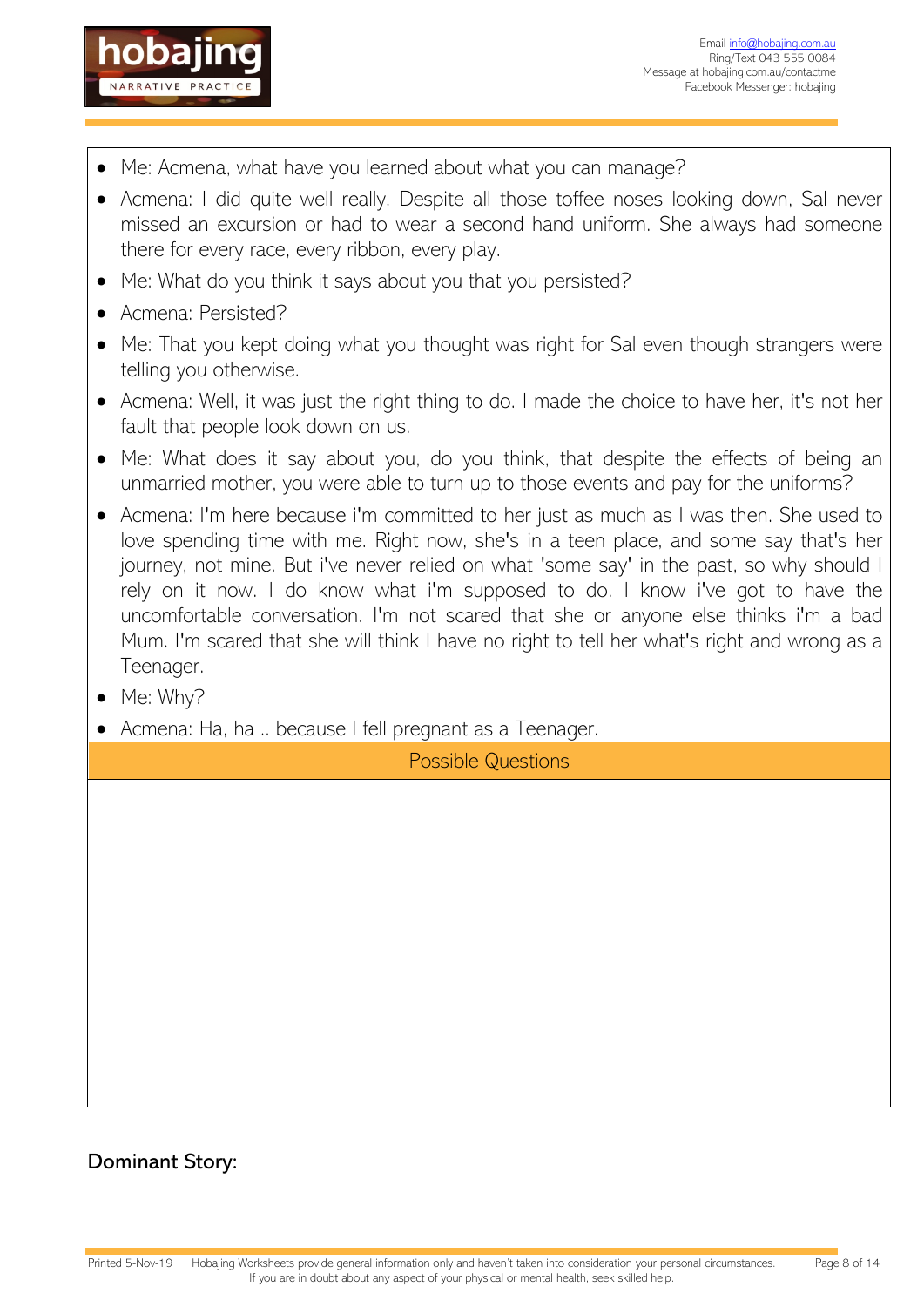- Me: Acmena, what have you learned about what you can manage?
- Acmena: I did quite well really. Despite all those toffee noses looking down, Sal never missed an excursion or had to wear a second hand uniform. She always had someone there for every race, every ribbon, every play.
- Me: What do you think it says about you that you persisted?
- Acmena: Persisted?
- Me: That you kept doing what you thought was right for Sal even though strangers were telling you otherwise.
- Acmena: Well, it was just the right thing to do. I made the choice to have her, it's not her fault that people look down on us.
- Me: What does it say about you, do you think, that despite the effects of being an unmarried mother, you were able to turn up to those events and pay for the uniforms?
- Acmena: I'm here because i'm committed to her just as much as I was then. She used to love spending time with me. Right now, she's in a teen place, and some say that's her journey, not mine. But i've never relied on what 'some say' in the past, so why should I rely on it now. I do know what i'm supposed to do. I know i've got to have the uncomfortable conversation. I'm not scared that she or anyone else thinks i'm a bad Mum. I'm scared that she will think I have no right to tell her what's right and wrong as a Teenager.
- Me: Why?
- Acmena: Ha, ha .. because I fell pregnant as a Teenager.

| Possible Questions |
| --- |
| |

**Dominant Story:**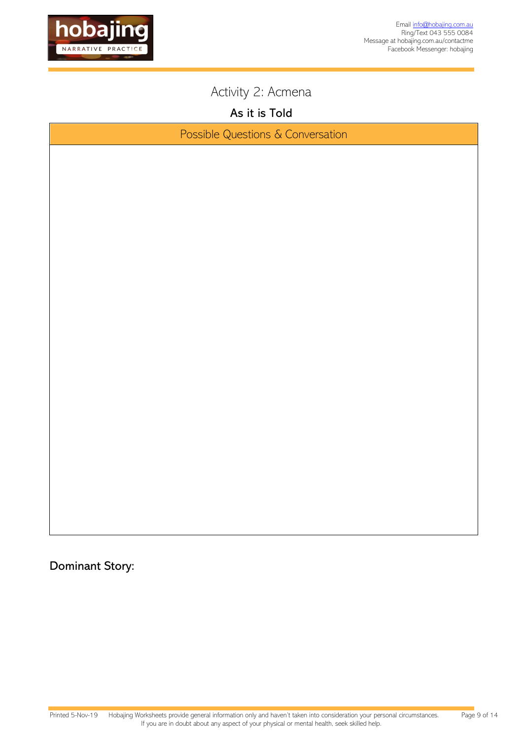# Activity 2: Acmena

## As it is Told

| Possible Questions & Conversation |
| --- |
| |

**Dominant Story:**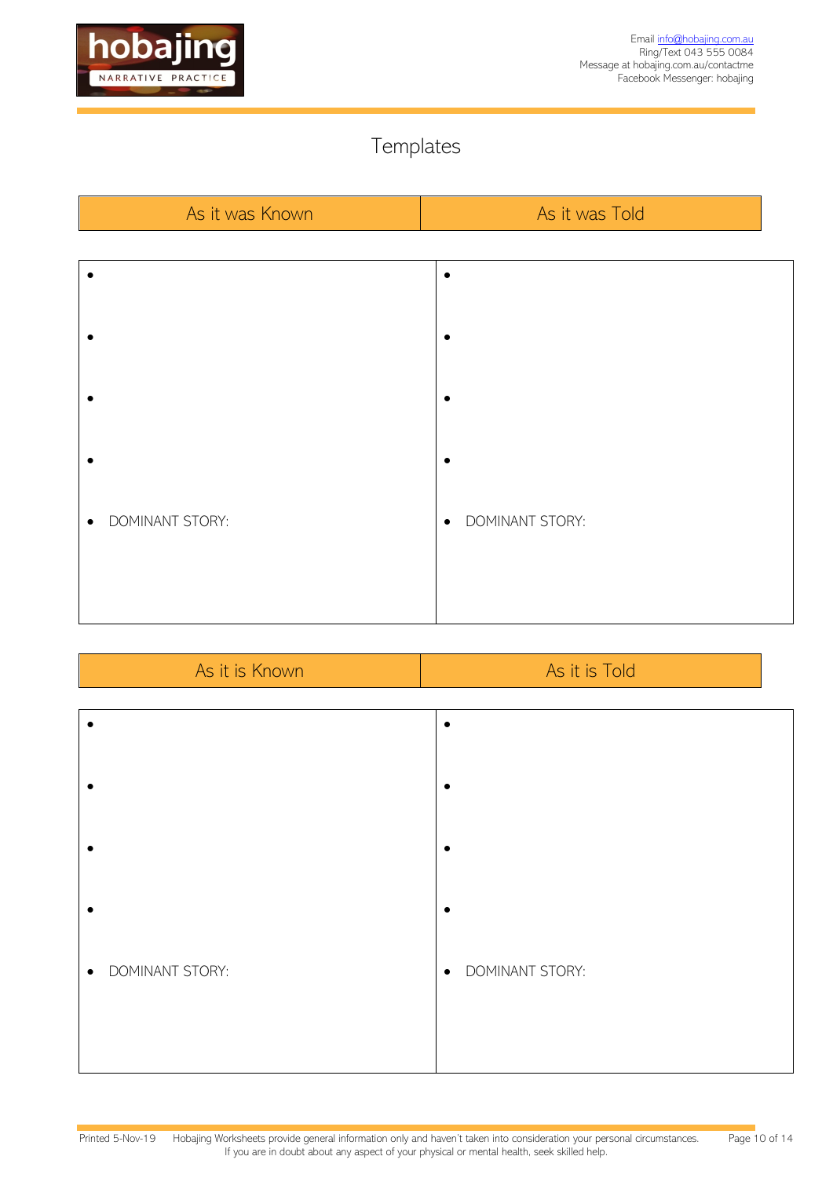# Templates

| As it was Known | As it was Told |
|---|---|
| • <br> • <br> • <br> • <br> • DOMINANT STORY: | • <br> • <br> • <br> • <br> • DOMINANT STORY: |

| As it is Known | As it is Told |
|---|---|
| • <br> • <br> • <br> • <br> • DOMINANT STORY: | • <br> • <br> • <br> • <br> • DOMINANT STORY: |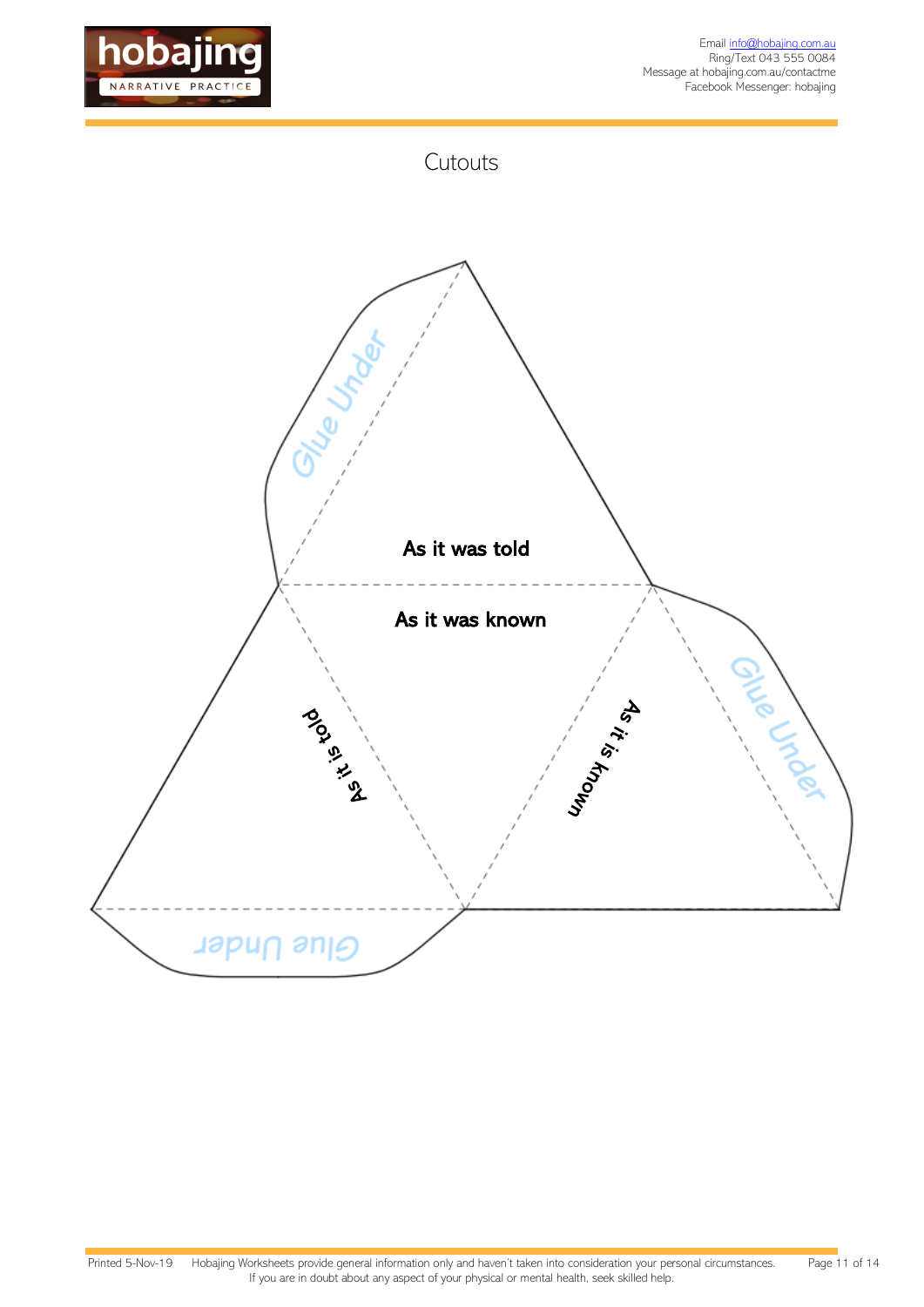# Cutouts

Glue Under

As it was told

As it was known

As it is told

As it is known

Glue Under

Glue Under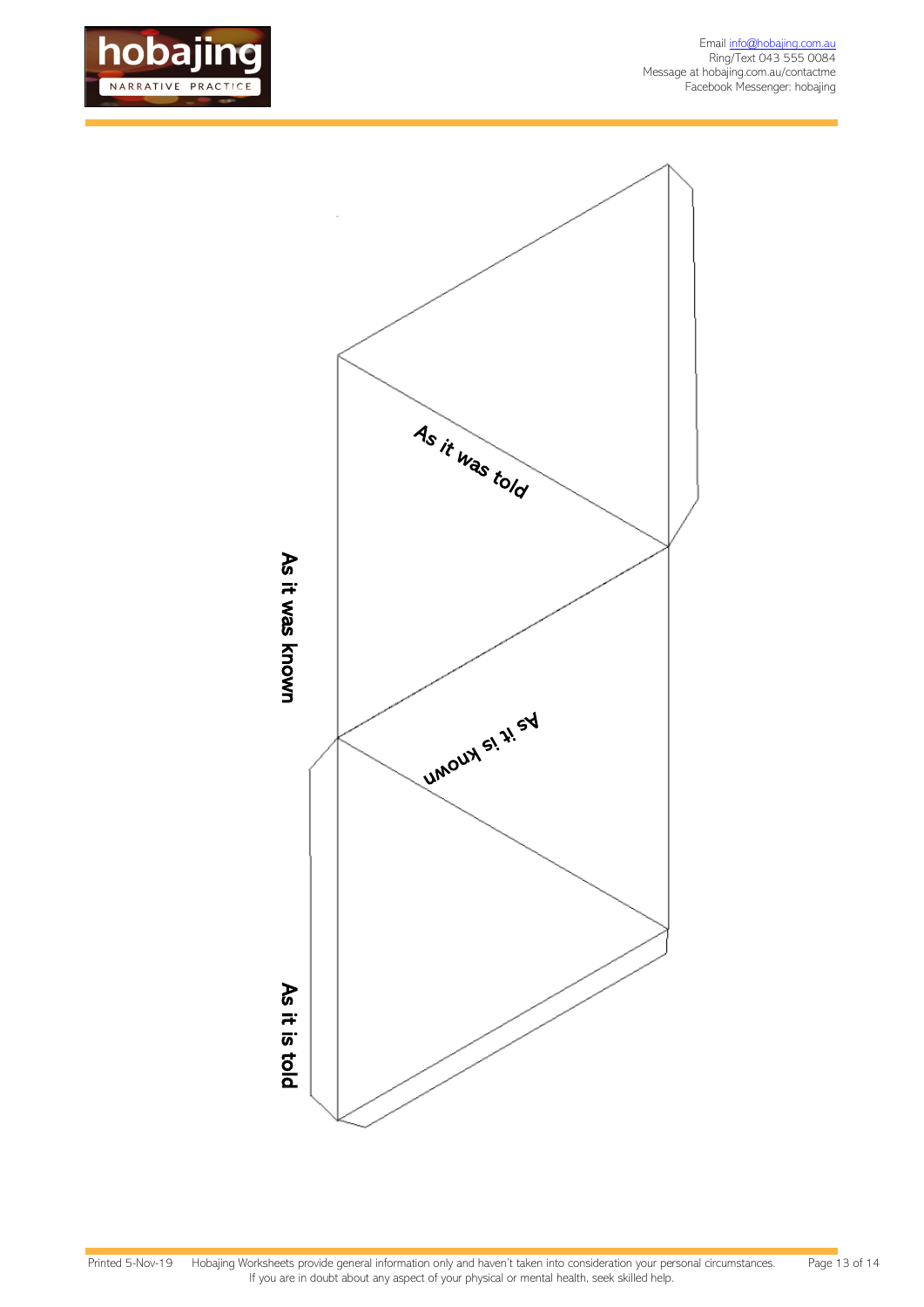As it was told

As it was known

As it is known

As it is told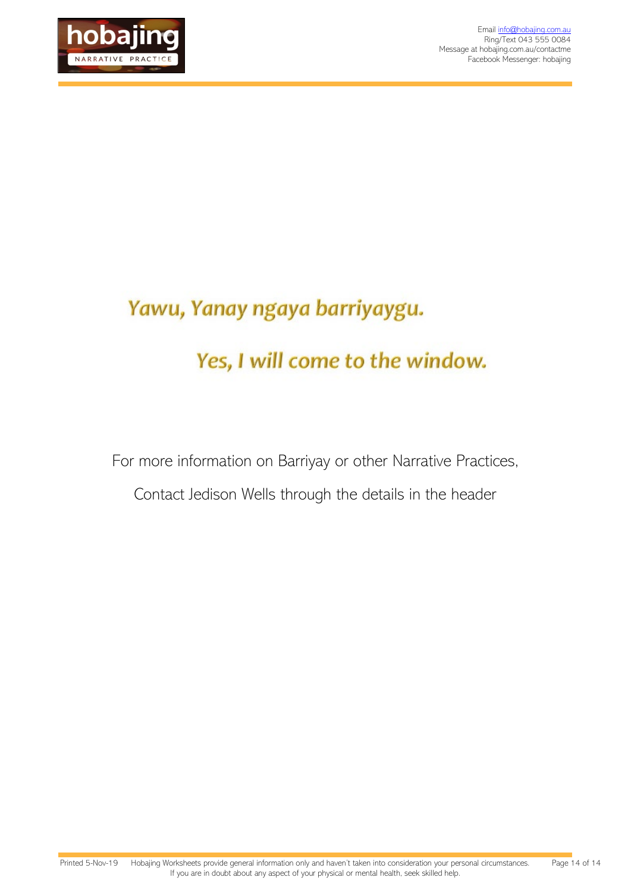*Yawu, Yanay ngaya barriyaygu.*

*Yes, I will come to the window.*

For more information on Barriyay or other Narrative Practices,

Contact Jedison Wells through the details in the header